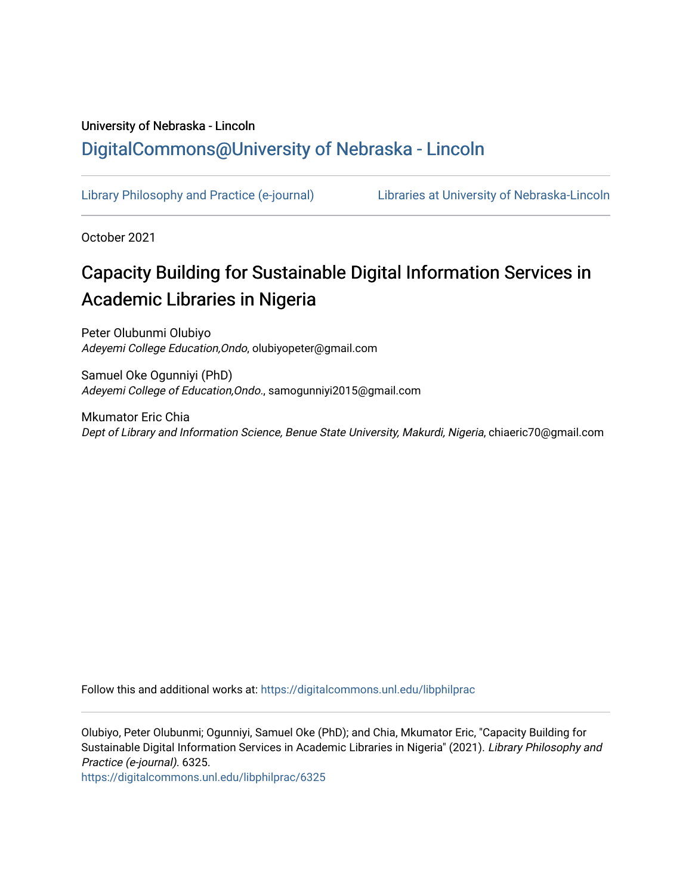University of Nebraska - Lincoln

## DigitalCommons@University of Nebraska - Lincoln

Library Philosophy and Practice (e-journal) Libraries at University of Nebraska-Lincoln

October 2021

# Capacity Building for Sustainable Digital Information Services in Academic Libraries in Nigeria

Peter Olubunmi Olubiyo
*Adeyemi College Education,Ondo*, olubiyopeter@gmail.com

Samuel Oke Ogunniyi (PhD)
*Adeyemi College of Education,Ondo.*, samogunniyi2015@gmail.com

Mkumator Eric Chia
*Dept of Library and Information Science, Benue State University, Makurdi, Nigeria*, chiaeric70@gmail.com

Follow this and additional works at: https://digitalcommons.unl.edu/libphilprac

Olubiyo, Peter Olubunmi; Ogunniyi, Samuel Oke (PhD); and Chia, Mkumator Eric, "Capacity Building for Sustainable Digital Information Services in Academic Libraries in Nigeria" (2021). *Library Philosophy and Practice (e-journal)*. 6325.
https://digitalcommons.unl.edu/libphilprac/6325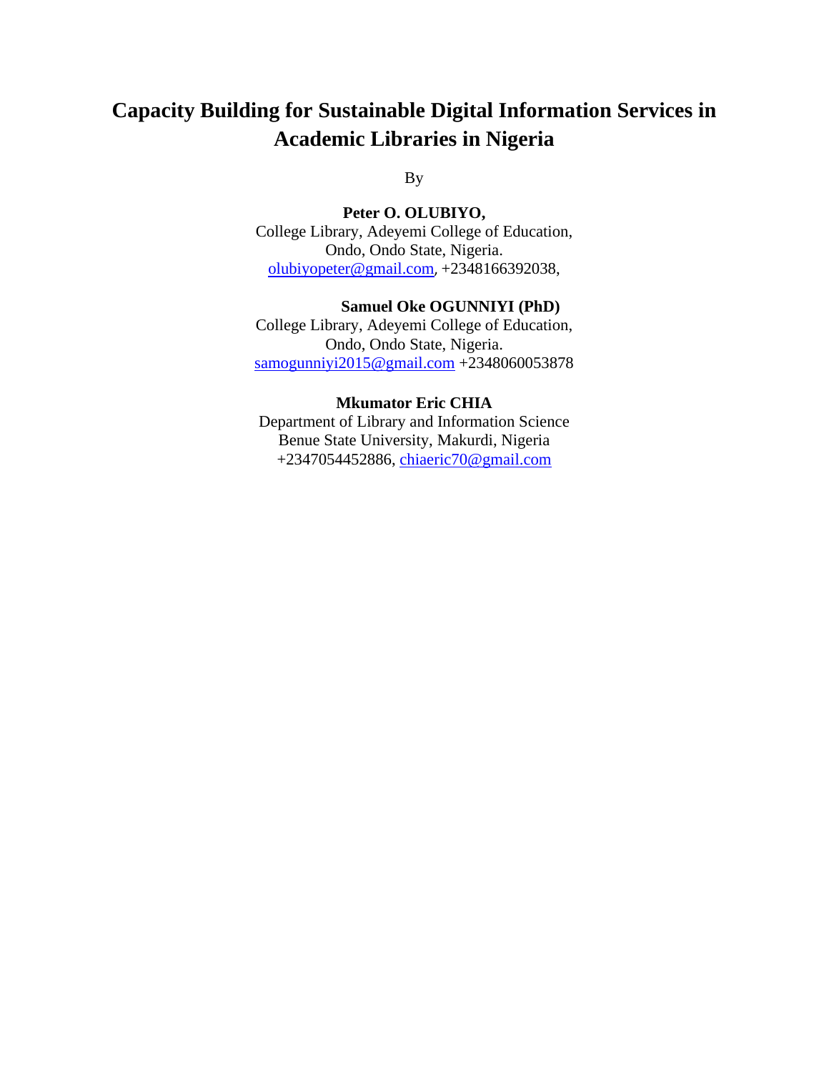# Capacity Building for Sustainable Digital Information Services in Academic Libraries in Nigeria

By

**Peter O. OLUBIYO,**
College Library, Adeyemi College of Education,
Ondo, Ondo State, Nigeria.
olubiyopeter@gmail.com, +2348166392038,

**Samuel Oke OGUNNIYI (PhD)**
College Library, Adeyemi College of Education,
Ondo, Ondo State, Nigeria.
samogunniyi2015@gmail.com +2348060053878

**Mkumator Eric CHIA**
Department of Library and Information Science
Benue State University, Makurdi, Nigeria
+2347054452886, chiaeric70@gmail.com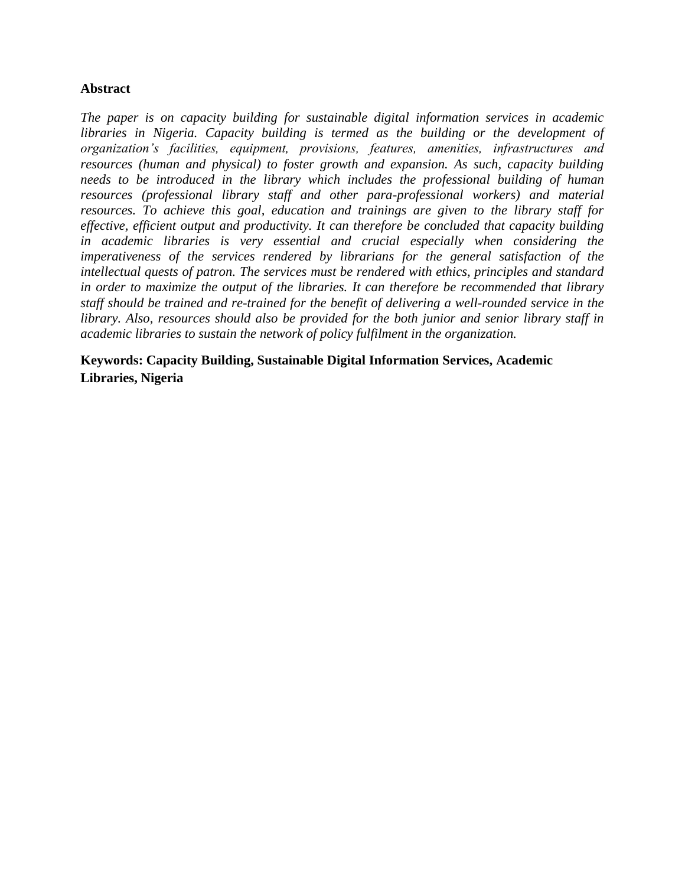**Abstract**

*The paper is on capacity building for sustainable digital information services in academic libraries in Nigeria. Capacity building is termed as the building or the development of organization's facilities, equipment, provisions, features, amenities, infrastructures and resources (human and physical) to foster growth and expansion. As such, capacity building needs to be introduced in the library which includes the professional building of human resources (professional library staff and other para-professional workers) and material resources. To achieve this goal, education and trainings are given to the library staff for effective, efficient output and productivity. It can therefore be concluded that capacity building in academic libraries is very essential and crucial especially when considering the imperativeness of the services rendered by librarians for the general satisfaction of the intellectual quests of patron. The services must be rendered with ethics, principles and standard in order to maximize the output of the libraries. It can therefore be recommended that library staff should be trained and re-trained for the benefit of delivering a well-rounded service in the library. Also, resources should also be provided for the both junior and senior library staff in academic libraries to sustain the network of policy fulfilment in the organization.*

**Keywords: Capacity Building, Sustainable Digital Information Services, Academic Libraries, Nigeria**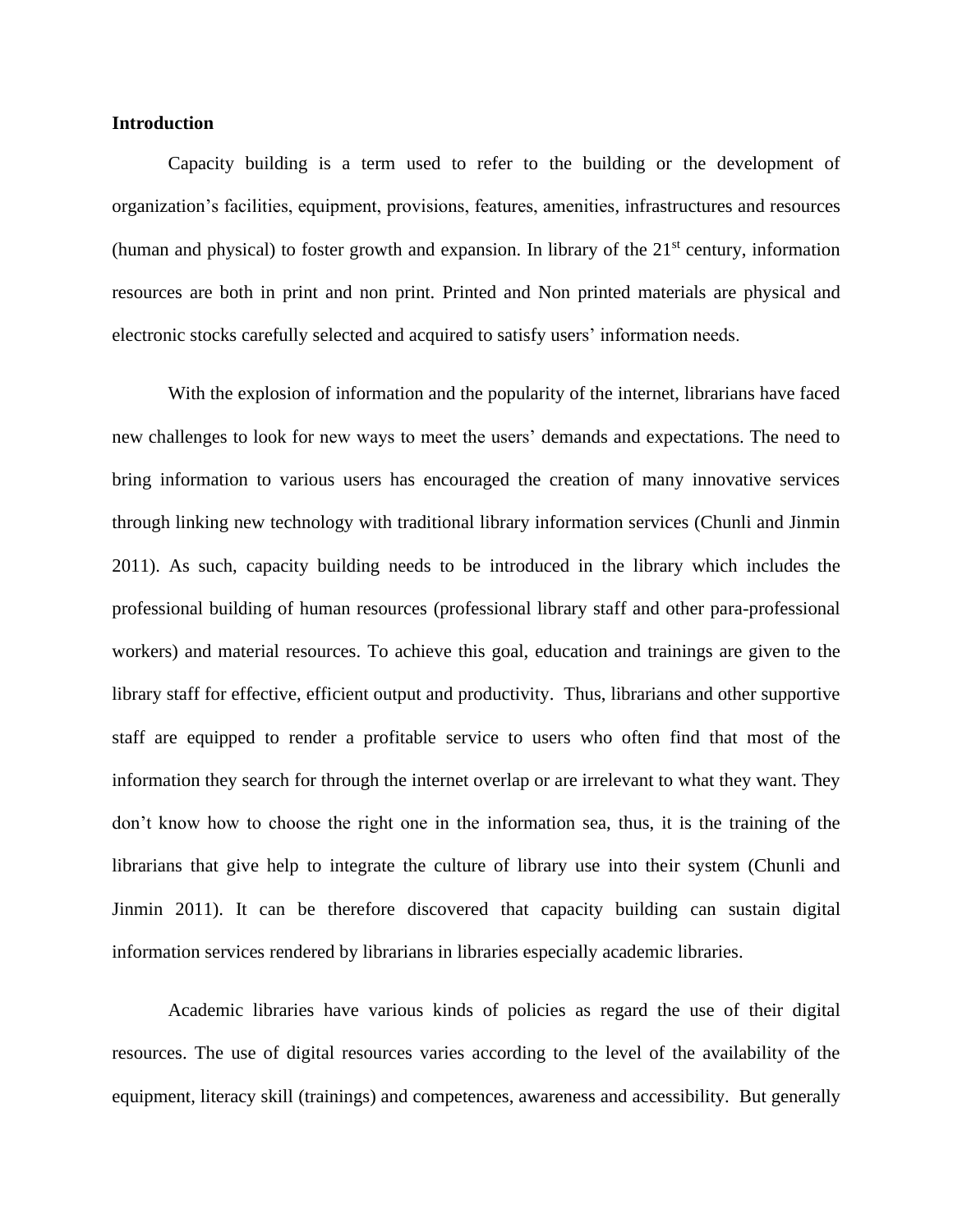**Introduction**

Capacity building is a term used to refer to the building or the development of organization's facilities, equipment, provisions, features, amenities, infrastructures and resources (human and physical) to foster growth and expansion. In library of the 21st century, information resources are both in print and non print. Printed and Non printed materials are physical and electronic stocks carefully selected and acquired to satisfy users' information needs.

With the explosion of information and the popularity of the internet, librarians have faced new challenges to look for new ways to meet the users' demands and expectations. The need to bring information to various users has encouraged the creation of many innovative services through linking new technology with traditional library information services (Chunli and Jinmin 2011). As such, capacity building needs to be introduced in the library which includes the professional building of human resources (professional library staff and other para-professional workers) and material resources. To achieve this goal, education and trainings are given to the library staff for effective, efficient output and productivity. Thus, librarians and other supportive staff are equipped to render a profitable service to users who often find that most of the information they search for through the internet overlap or are irrelevant to what they want. They don't know how to choose the right one in the information sea, thus, it is the training of the librarians that give help to integrate the culture of library use into their system (Chunli and Jinmin 2011). It can be therefore discovered that capacity building can sustain digital information services rendered by librarians in libraries especially academic libraries.

Academic libraries have various kinds of policies as regard the use of their digital resources. The use of digital resources varies according to the level of the availability of the equipment, literacy skill (trainings) and competences, awareness and accessibility. But generally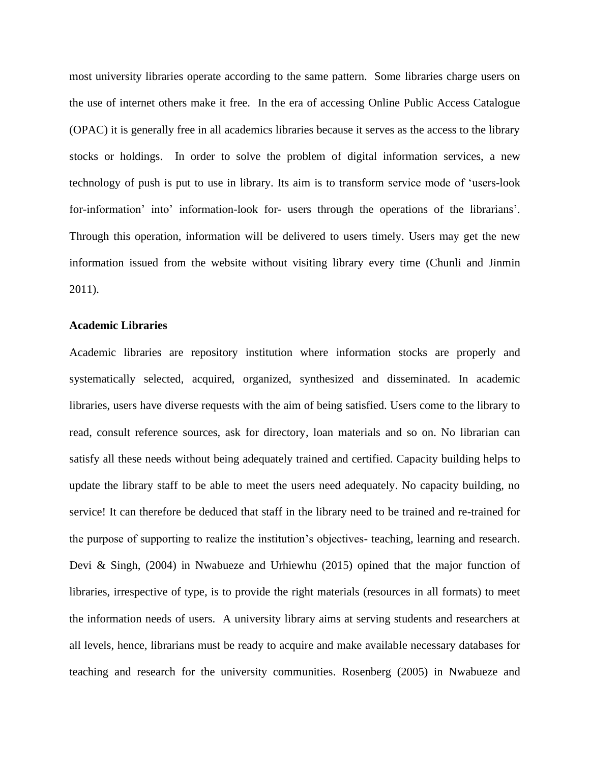most university libraries operate according to the same pattern. Some libraries charge users on the use of internet others make it free. In the era of accessing Online Public Access Catalogue (OPAC) it is generally free in all academics libraries because it serves as the access to the library stocks or holdings. In order to solve the problem of digital information services, a new technology of push is put to use in library. Its aim is to transform service mode of 'users-look for-information' into' information-look for- users through the operations of the librarians'. Through this operation, information will be delivered to users timely. Users may get the new information issued from the website without visiting library every time (Chunli and Jinmin 2011).

**Academic Libraries**

Academic libraries are repository institution where information stocks are properly and systematically selected, acquired, organized, synthesized and disseminated. In academic libraries, users have diverse requests with the aim of being satisfied. Users come to the library to read, consult reference sources, ask for directory, loan materials and so on. No librarian can satisfy all these needs without being adequately trained and certified. Capacity building helps to update the library staff to be able to meet the users need adequately. No capacity building, no service! It can therefore be deduced that staff in the library need to be trained and re-trained for the purpose of supporting to realize the institution's objectives- teaching, learning and research. Devi & Singh, (2004) in Nwabueze and Urhiewhu (2015) opined that the major function of libraries, irrespective of type, is to provide the right materials (resources in all formats) to meet the information needs of users. A university library aims at serving students and researchers at all levels, hence, librarians must be ready to acquire and make available necessary databases for teaching and research for the university communities. Rosenberg (2005) in Nwabueze and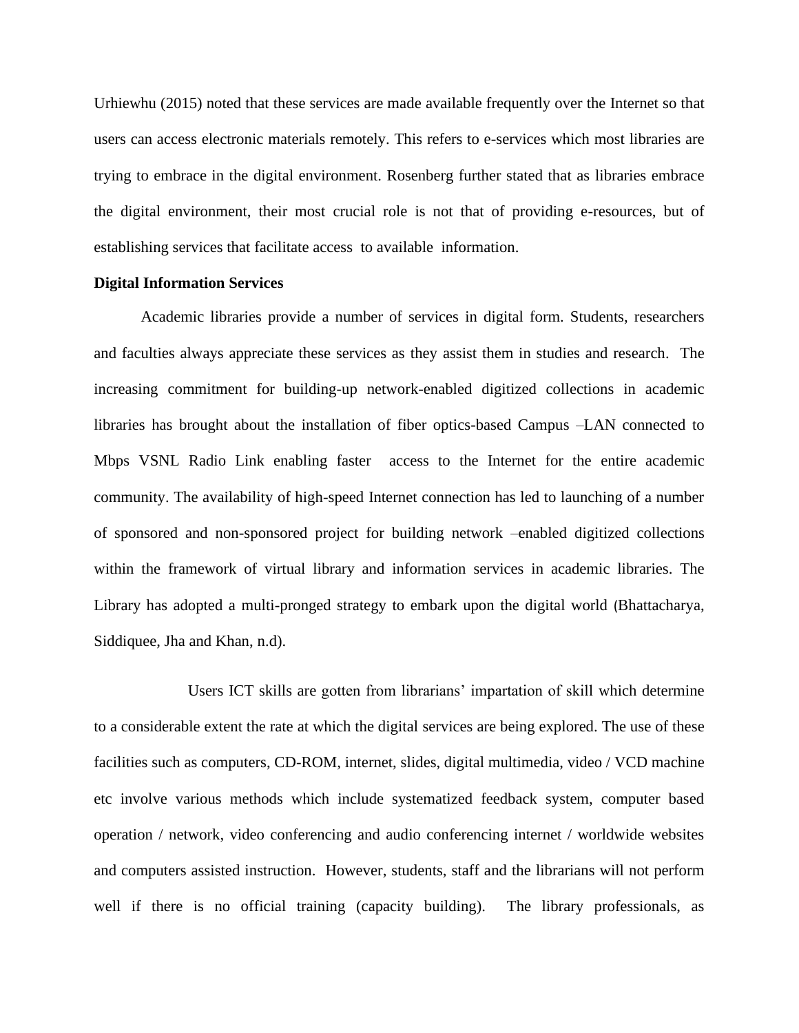Urhiewhu (2015) noted that these services are made available frequently over the Internet so that users can access electronic materials remotely. This refers to e-services which most libraries are trying to embrace in the digital environment. Rosenberg further stated that as libraries embrace the digital environment, their most crucial role is not that of providing e-resources, but of establishing services that facilitate access to available information.

**Digital Information Services**

Academic libraries provide a number of services in digital form. Students, researchers and faculties always appreciate these services as they assist them in studies and research. The increasing commitment for building-up network-enabled digitized collections in academic libraries has brought about the installation of fiber optics-based Campus –LAN connected to Mbps VSNL Radio Link enabling faster access to the Internet for the entire academic community. The availability of high-speed Internet connection has led to launching of a number of sponsored and non-sponsored project for building network –enabled digitized collections within the framework of virtual library and information services in academic libraries. The Library has adopted a multi-pronged strategy to embark upon the digital world (Bhattacharya, Siddiquee, Jha and Khan, n.d).

Users ICT skills are gotten from librarians' impartation of skill which determine to a considerable extent the rate at which the digital services are being explored. The use of these facilities such as computers, CD-ROM, internet, slides, digital multimedia, video / VCD machine etc involve various methods which include systematized feedback system, computer based operation / network, video conferencing and audio conferencing internet / worldwide websites and computers assisted instruction. However, students, staff and the librarians will not perform well if there is no official training (capacity building). The library professionals, as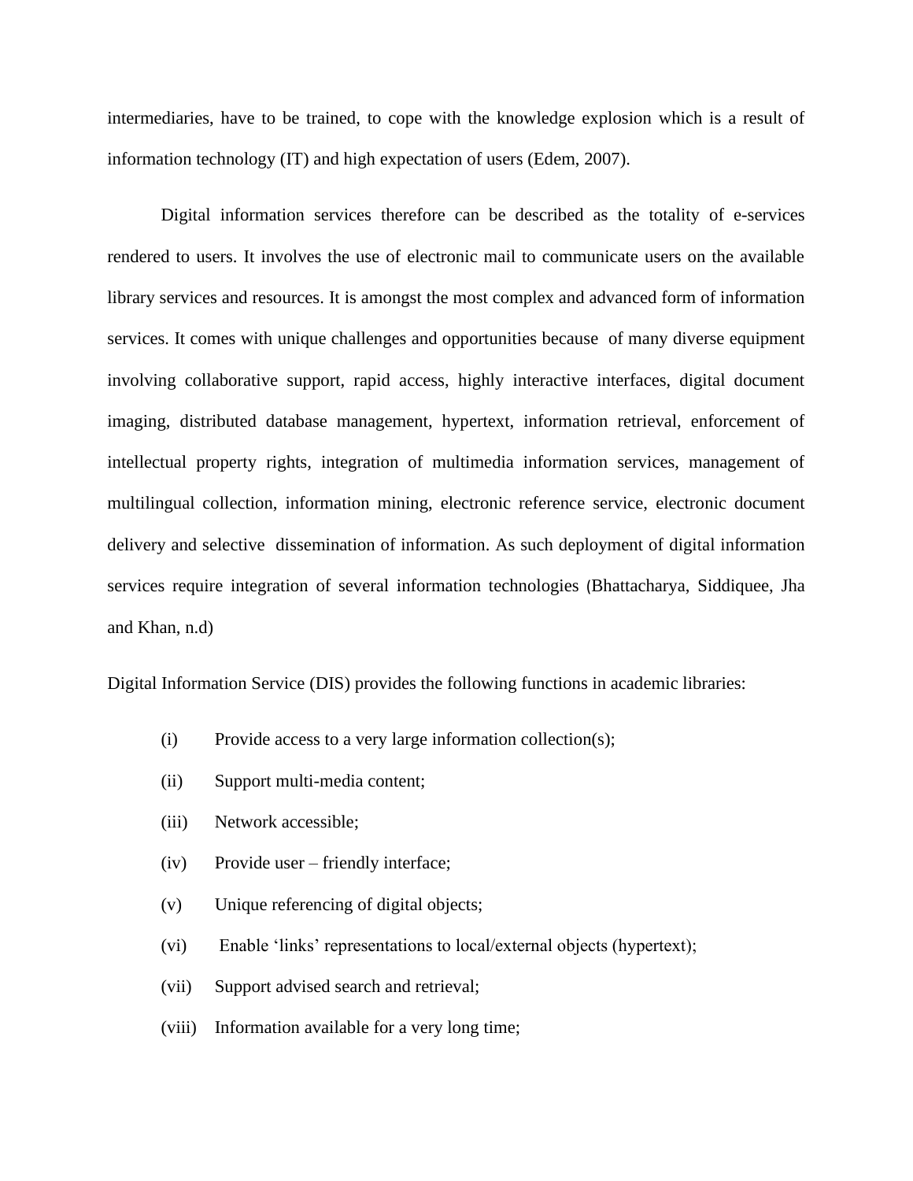intermediaries, have to be trained, to cope with the knowledge explosion which is a result of information technology (IT) and high expectation of users (Edem, 2007).

Digital information services therefore can be described as the totality of e-services rendered to users. It involves the use of electronic mail to communicate users on the available library services and resources. It is amongst the most complex and advanced form of information services. It comes with unique challenges and opportunities because of many diverse equipment involving collaborative support, rapid access, highly interactive interfaces, digital document imaging, distributed database management, hypertext, information retrieval, enforcement of intellectual property rights, integration of multimedia information services, management of multilingual collection, information mining, electronic reference service, electronic document delivery and selective dissemination of information. As such deployment of digital information services require integration of several information technologies (Bhattacharya, Siddiquee, Jha and Khan, n.d)

Digital Information Service (DIS) provides the following functions in academic libraries:

(i) Provide access to a very large information collection(s);

(ii) Support multi-media content;

(iii) Network accessible;

(iv) Provide user – friendly interface;

(v) Unique referencing of digital objects;

(vi) Enable 'links' representations to local/external objects (hypertext);

(vii) Support advised search and retrieval;

(viii) Information available for a very long time;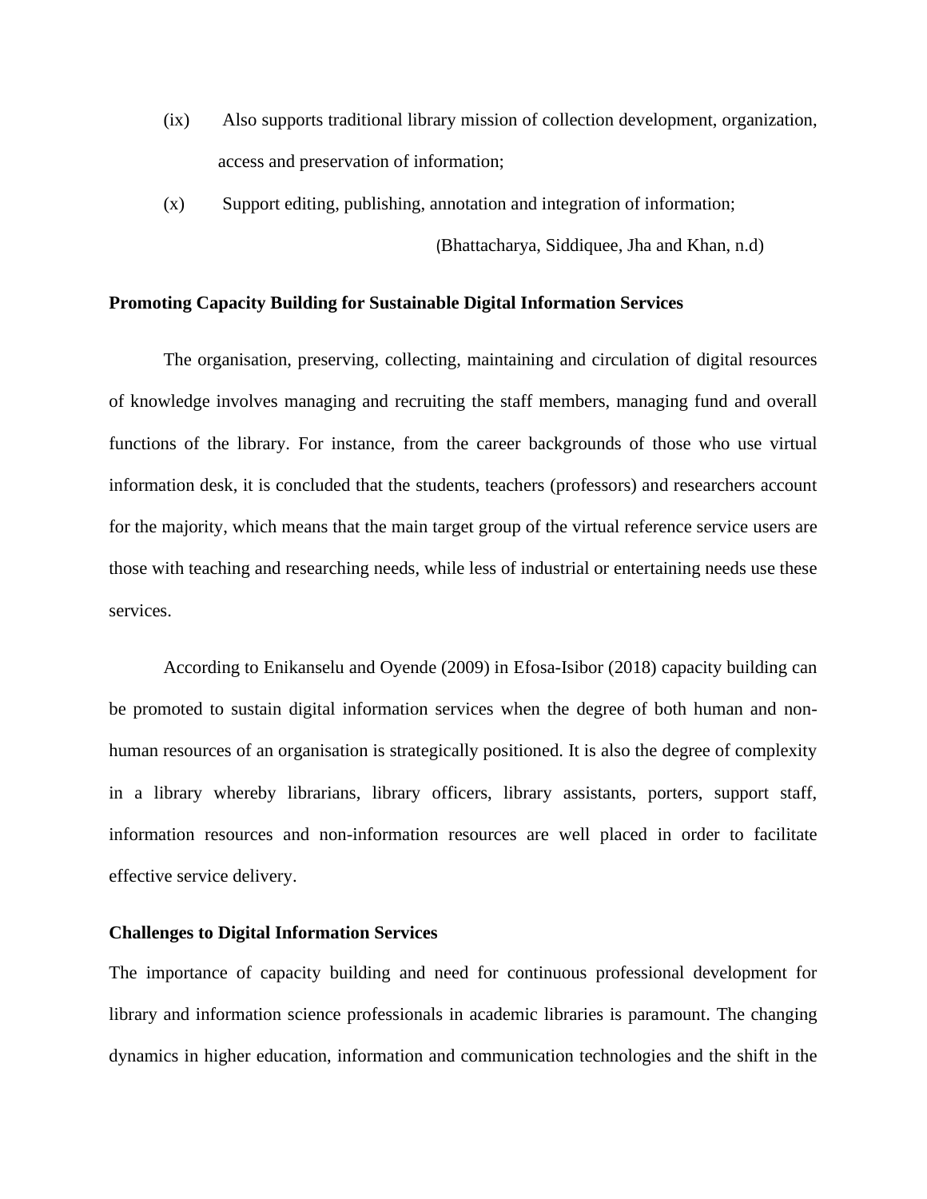(ix) Also supports traditional library mission of collection development, organization, access and preservation of information;

(x) Support editing, publishing, annotation and integration of information;

(Bhattacharya, Siddiquee, Jha and Khan, n.d)

**Promoting Capacity Building for Sustainable Digital Information Services**

The organisation, preserving, collecting, maintaining and circulation of digital resources of knowledge involves managing and recruiting the staff members, managing fund and overall functions of the library. For instance, from the career backgrounds of those who use virtual information desk, it is concluded that the students, teachers (professors) and researchers account for the majority, which means that the main target group of the virtual reference service users are those with teaching and researching needs, while less of industrial or entertaining needs use these services.

According to Enikanselu and Oyende (2009) in Efosa-Isibor (2018) capacity building can be promoted to sustain digital information services when the degree of both human and non-human resources of an organisation is strategically positioned. It is also the degree of complexity in a library whereby librarians, library officers, library assistants, porters, support staff, information resources and non-information resources are well placed in order to facilitate effective service delivery.

**Challenges to Digital Information Services**

The importance of capacity building and need for continuous professional development for library and information science professionals in academic libraries is paramount. The changing dynamics in higher education, information and communication technologies and the shift in the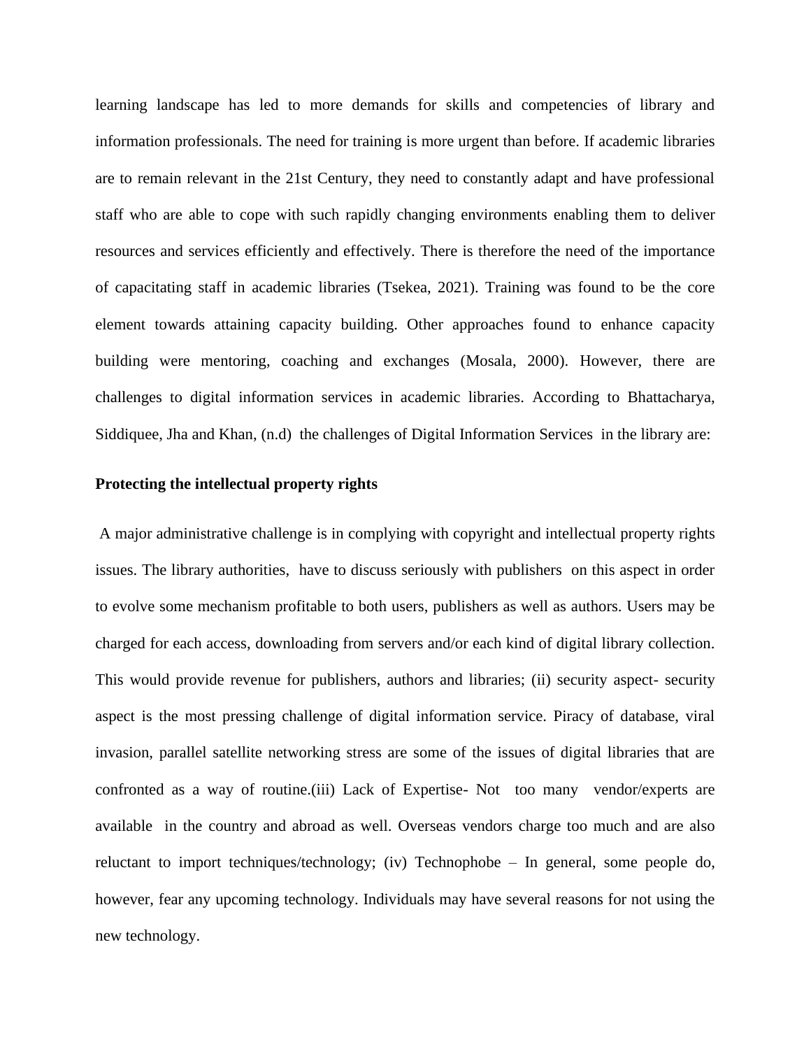learning landscape has led to more demands for skills and competencies of library and information professionals. The need for training is more urgent than before. If academic libraries are to remain relevant in the 21st Century, they need to constantly adapt and have professional staff who are able to cope with such rapidly changing environments enabling them to deliver resources and services efficiently and effectively. There is therefore the need of the importance of capacitating staff in academic libraries (Tsekea, 2021). Training was found to be the core element towards attaining capacity building. Other approaches found to enhance capacity building were mentoring, coaching and exchanges (Mosala, 2000). However, there are challenges to digital information services in academic libraries. According to Bhattacharya, Siddiquee, Jha and Khan, (n.d) the challenges of Digital Information Services in the library are:

**Protecting the intellectual property rights**

A major administrative challenge is in complying with copyright and intellectual property rights issues. The library authorities, have to discuss seriously with publishers on this aspect in order to evolve some mechanism profitable to both users, publishers as well as authors. Users may be charged for each access, downloading from servers and/or each kind of digital library collection. This would provide revenue for publishers, authors and libraries; (ii) security aspect- security aspect is the most pressing challenge of digital information service. Piracy of database, viral invasion, parallel satellite networking stress are some of the issues of digital libraries that are confronted as a way of routine.(iii) Lack of Expertise- Not too many vendor/experts are available in the country and abroad as well. Overseas vendors charge too much and are also reluctant to import techniques/technology; (iv) Technophobe – In general, some people do, however, fear any upcoming technology. Individuals may have several reasons for not using the new technology.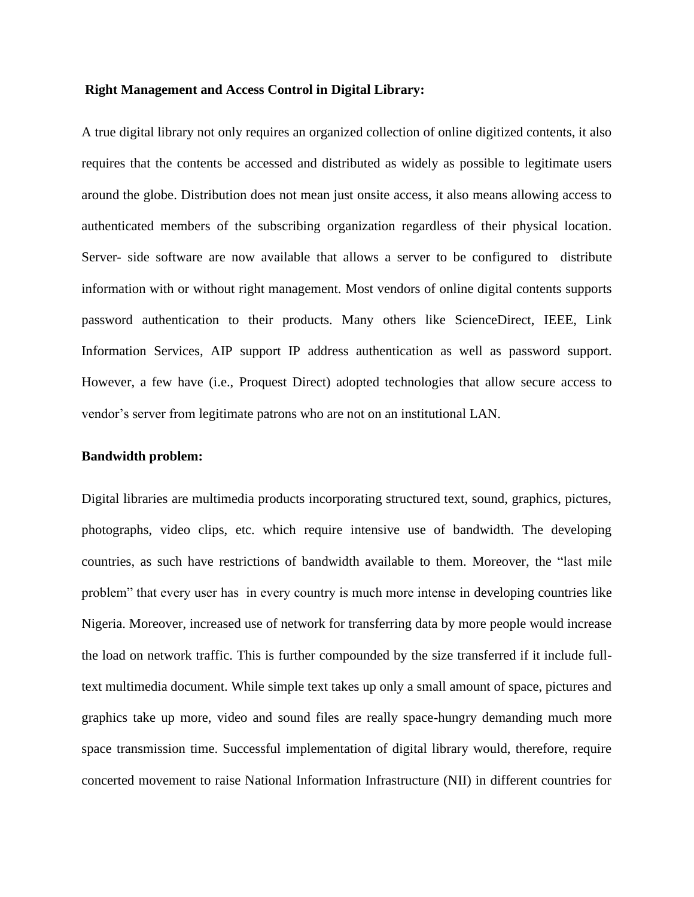**Right Management and Access Control in Digital Library:**

A true digital library not only requires an organized collection of online digitized contents, it also requires that the contents be accessed and distributed as widely as possible to legitimate users around the globe. Distribution does not mean just onsite access, it also means allowing access to authenticated members of the subscribing organization regardless of their physical location. Server- side software are now available that allows a server to be configured to distribute information with or without right management. Most vendors of online digital contents supports password authentication to their products. Many others like ScienceDirect, IEEE, Link Information Services, AIP support IP address authentication as well as password support. However, a few have (i.e., Proquest Direct) adopted technologies that allow secure access to vendor's server from legitimate patrons who are not on an institutional LAN.

**Bandwidth problem:**

Digital libraries are multimedia products incorporating structured text, sound, graphics, pictures, photographs, video clips, etc. which require intensive use of bandwidth. The developing countries, as such have restrictions of bandwidth available to them. Moreover, the "last mile problem" that every user has in every country is much more intense in developing countries like Nigeria. Moreover, increased use of network for transferring data by more people would increase the load on network traffic. This is further compounded by the size transferred if it include full-text multimedia document. While simple text takes up only a small amount of space, pictures and graphics take up more, video and sound files are really space-hungry demanding much more space transmission time. Successful implementation of digital library would, therefore, require concerted movement to raise National Information Infrastructure (NII) in different countries for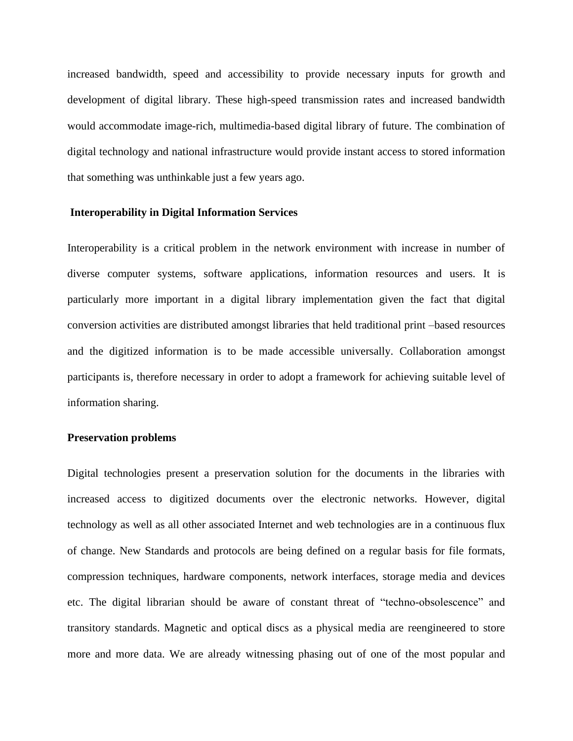increased bandwidth, speed and accessibility to provide necessary inputs for growth and development of digital library. These high-speed transmission rates and increased bandwidth would accommodate image-rich, multimedia-based digital library of future. The combination of digital technology and national infrastructure would provide instant access to stored information that something was unthinkable just a few years ago.

**Interoperability in Digital Information Services**

Interoperability is a critical problem in the network environment with increase in number of diverse computer systems, software applications, information resources and users. It is particularly more important in a digital library implementation given the fact that digital conversion activities are distributed amongst libraries that held traditional print –based resources and the digitized information is to be made accessible universally. Collaboration amongst participants is, therefore necessary in order to adopt a framework for achieving suitable level of information sharing.

**Preservation problems**

Digital technologies present a preservation solution for the documents in the libraries with increased access to digitized documents over the electronic networks. However, digital technology as well as all other associated Internet and web technologies are in a continuous flux of change. New Standards and protocols are being defined on a regular basis for file formats, compression techniques, hardware components, network interfaces, storage media and devices etc. The digital librarian should be aware of constant threat of "techno-obsolescence" and transitory standards. Magnetic and optical discs as a physical media are reengineered to store more and more data. We are already witnessing phasing out of one of the most popular and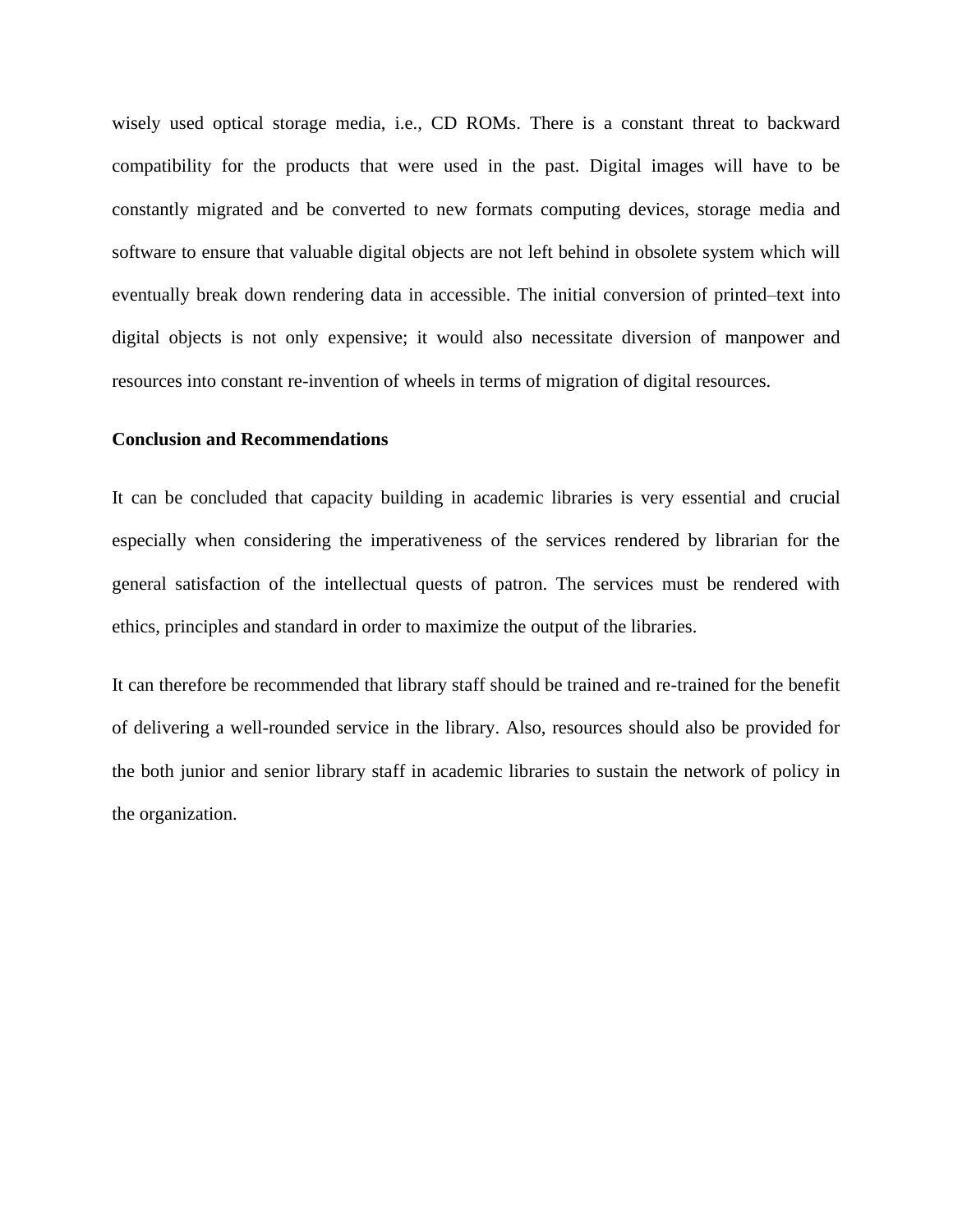wisely used optical storage media, i.e., CD ROMs. There is a constant threat to backward compatibility for the products that were used in the past. Digital images will have to be constantly migrated and be converted to new formats computing devices, storage media and software to ensure that valuable digital objects are not left behind in obsolete system which will eventually break down rendering data in accessible. The initial conversion of printed–text into digital objects is not only expensive; it would also necessitate diversion of manpower and resources into constant re-invention of wheels in terms of migration of digital resources.

**Conclusion and Recommendations**

It can be concluded that capacity building in academic libraries is very essential and crucial especially when considering the imperativeness of the services rendered by librarian for the general satisfaction of the intellectual quests of patron. The services must be rendered with ethics, principles and standard in order to maximize the output of the libraries.

It can therefore be recommended that library staff should be trained and re-trained for the benefit of delivering a well-rounded service in the library. Also, resources should also be provided for the both junior and senior library staff in academic libraries to sustain the network of policy in the organization.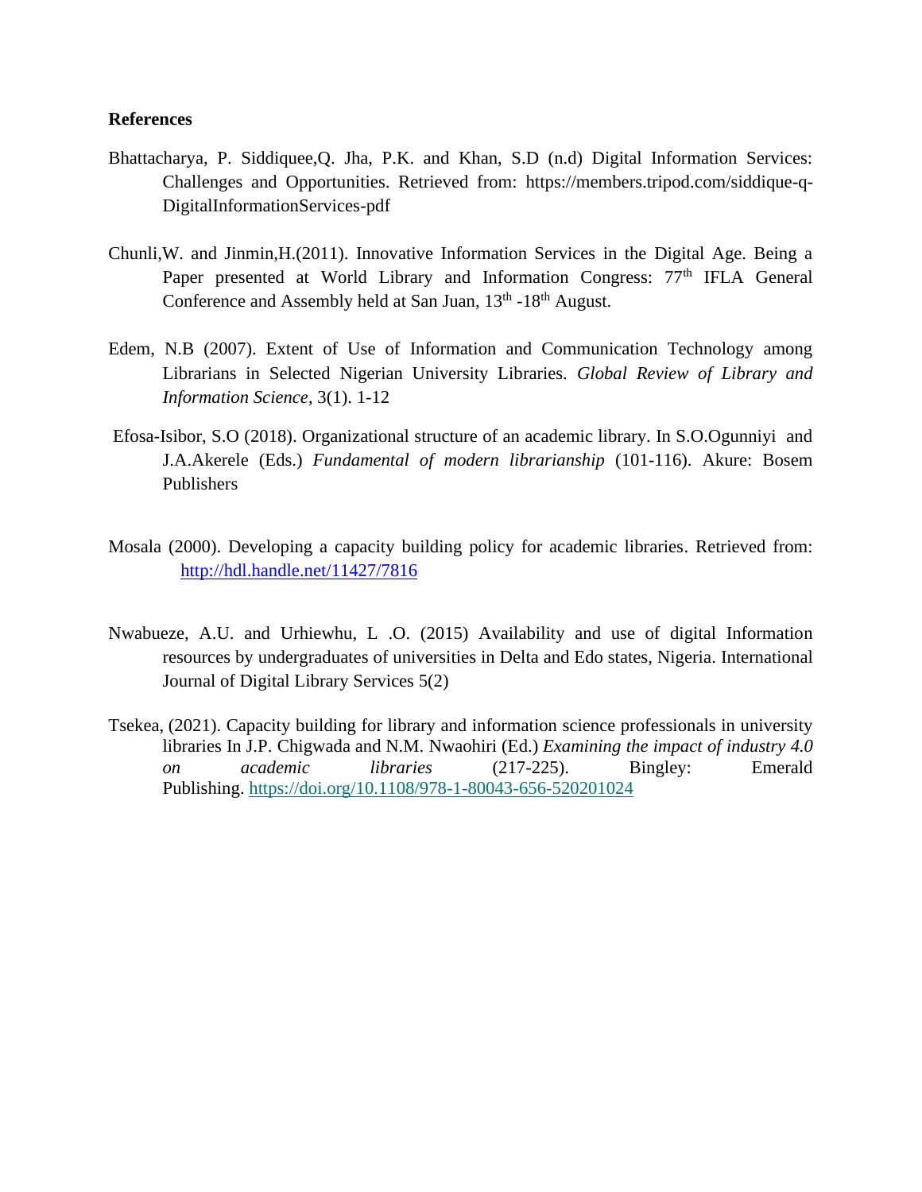**References**

Bhattacharya, P. Siddiquee,Q. Jha, P.K. and Khan, S.D (n.d) Digital Information Services: Challenges and Opportunities. Retrieved from: https://members.tripod.com/siddique-q-DigitalInformationServices-pdf

Chunli,W. and Jinmin,H.(2011). Innovative Information Services in the Digital Age. Being a Paper presented at World Library and Information Congress: 77th IFLA General Conference and Assembly held at San Juan, 13th -18th August.

Edem, N.B (2007). Extent of Use of Information and Communication Technology among Librarians in Selected Nigerian University Libraries. *Global Review of Library and Information Science*, 3(1). 1-12

Efosa-Isibor, S.O (2018). Organizational structure of an academic library. In S.O.Ogunniyi and J.A.Akerele (Eds.) *Fundamental of modern librarianship* (101-116). Akure: Bosem Publishers

Mosala (2000). Developing a capacity building policy for academic libraries. Retrieved from: http://hdl.handle.net/11427/7816

Nwabueze, A.U. and Urhiewhu, L .O. (2015) Availability and use of digital Information resources by undergraduates of universities in Delta and Edo states, Nigeria. International Journal of Digital Library Services 5(2)

Tsekea, (2021). Capacity building for library and information science professionals in university libraries In J.P. Chigwada and N.M. Nwaohiri (Ed.) *Examining the impact of industry 4.0 on academic libraries* (217-225). Bingley: Emerald Publishing. https://doi.org/10.1108/978-1-80043-656-520201024